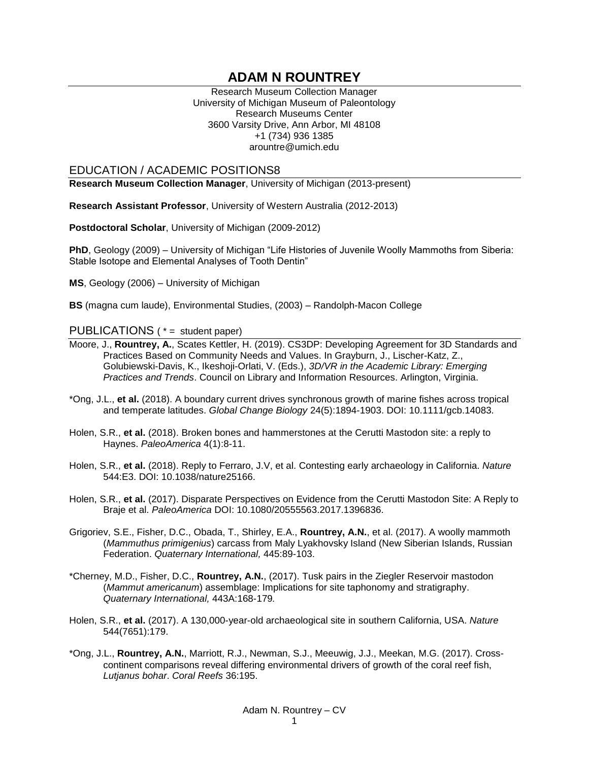# ADAM N ROUNTREY

Research Museum Collection Manager
University of Michigan Museum of Paleontology
Research Museums Center
3600 Varsity Drive, Ann Arbor, MI 48108
+1 (734) 936 1385
arountre@umich.edu

## EDUCATION / ACADEMIC POSITIONS8

**Research Museum Collection Manager**, University of Michigan (2013-present)

**Research Assistant Professor**, University of Western Australia (2012-2013)

**Postdoctoral Scholar**, University of Michigan (2009-2012)

**PhD**, Geology (2009) – University of Michigan "Life Histories of Juvenile Woolly Mammoths from Siberia: Stable Isotope and Elemental Analyses of Tooth Dentin"

**MS**, Geology (2006) – University of Michigan

**BS** (magna cum laude), Environmental Studies, (2003) – Randolph-Macon College

## PUBLICATIONS ( * = student paper)

Moore, J., **Rountrey, A.**, Scates Kettler, H. (2019). CS3DP: Developing Agreement for 3D Standards and Practices Based on Community Needs and Values. In Grayburn, J., Lischer-Katz, Z., Golubiewski-Davis, K., Ikeshoji-Orlati, V. (Eds.), *3D/VR in the Academic Library: Emerging Practices and Trends*. Council on Library and Information Resources. Arlington, Virginia.

*Ong, J.L., **et al.** (2018). A boundary current drives synchronous growth of marine fishes across tropical and temperate latitudes. *Global Change Biology* 24(5):1894-1903. DOI: 10.1111/gcb.14083.

Holen, S.R., **et al.** (2018). Broken bones and hammerstones at the Cerutti Mastodon site: a reply to Haynes. *PaleoAmerica* 4(1):8-11.

Holen, S.R., **et al.** (2018). Reply to Ferraro, J.V, et al. Contesting early archaeology in California. *Nature* 544:E3. DOI: 10.1038/nature25166.

Holen, S.R., **et al.** (2017). Disparate Perspectives on Evidence from the Cerutti Mastodon Site: A Reply to Braje et al. *PaleoAmerica* DOI: 10.1080/20555563.2017.1396836.

Grigoriev, S.E., Fisher, D.C., Obada, T., Shirley, E.A., **Rountrey, A.N.**, et al. (2017). A woolly mammoth (*Mammuthus primigenius*) carcass from Maly Lyakhovsky Island (New Siberian Islands, Russian Federation. *Quaternary International,* 445:89-103.

*Cherney, M.D., Fisher, D.C., **Rountrey, A.N.**, (2017). Tusk pairs in the Ziegler Reservoir mastodon (*Mammut americanum*) assemblage: Implications for site taphonomy and stratigraphy. *Quaternary International,* 443A:168-179.

Holen, S.R., **et al.** (2017). A 130,000-year-old archaeological site in southern California, USA. *Nature* 544(7651):179.

*Ong, J.L., **Rountrey, A.N.**, Marriott, R.J., Newman, S.J., Meeuwig, J.J., Meekan, M.G. (2017). Cross-continent comparisons reveal differing environmental drivers of growth of the coral reef fish, *Lutjanus bohar*. *Coral Reefs* 36:195.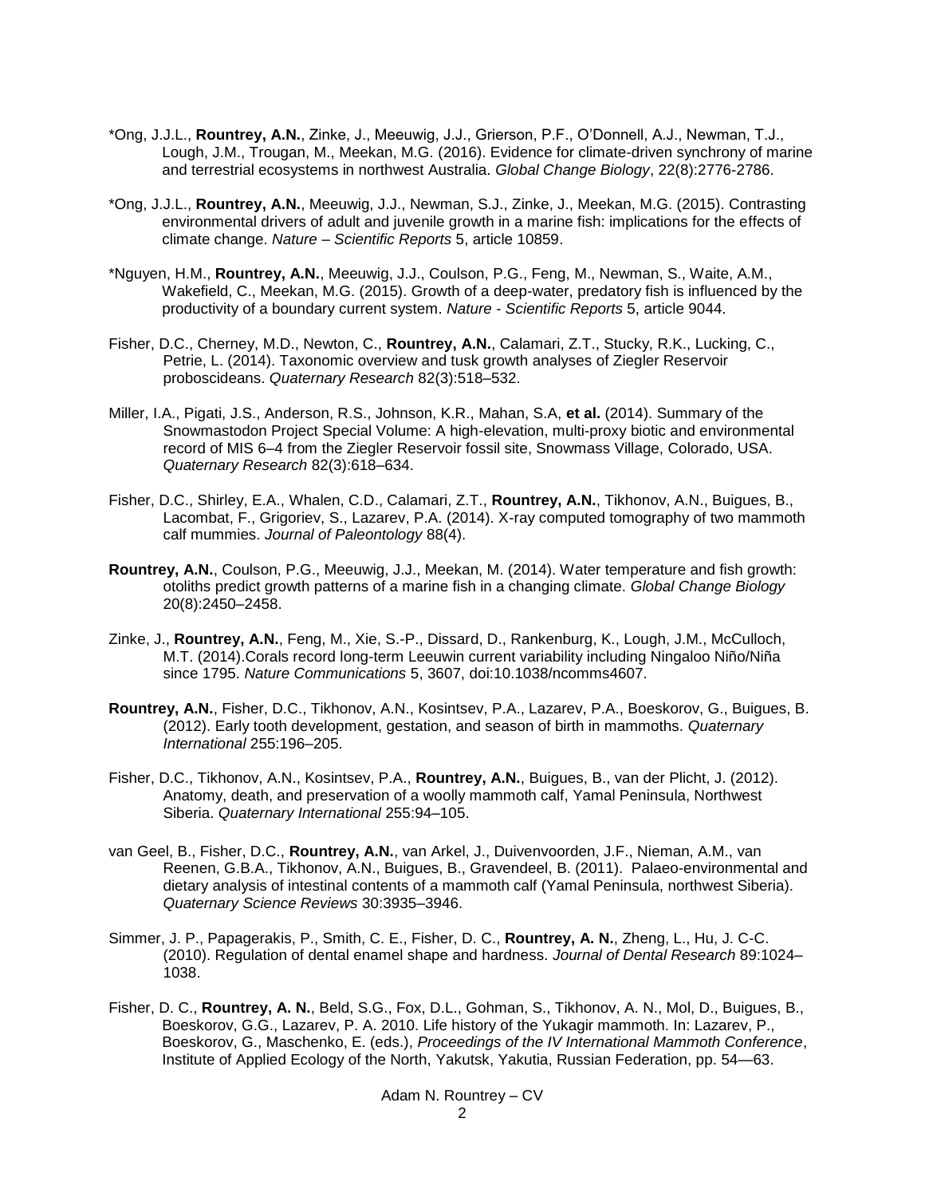*Ong, J.J.L., **Rountrey, A.N.**, Zinke, J., Meeuwig, J.J., Grierson, P.F., O'Donnell, A.J., Newman, T.J., Lough, J.M., Trougan, M., Meekan, M.G. (2016). Evidence for climate-driven synchrony of marine and terrestrial ecosystems in northwest Australia. *Global Change Biology*, 22(8):2776-2786.

*Ong, J.J.L., **Rountrey, A.N.**, Meeuwig, J.J., Newman, S.J., Zinke, J., Meekan, M.G. (2015). Contrasting environmental drivers of adult and juvenile growth in a marine fish: implications for the effects of climate change. *Nature – Scientific Reports* 5, article 10859.

*Nguyen, H.M., **Rountrey, A.N.**, Meeuwig, J.J., Coulson, P.G., Feng, M., Newman, S., Waite, A.M., Wakefield, C., Meekan, M.G. (2015). Growth of a deep-water, predatory fish is influenced by the productivity of a boundary current system. *Nature - Scientific Reports* 5, article 9044.

Fisher, D.C., Cherney, M.D., Newton, C., **Rountrey, A.N.**, Calamari, Z.T., Stucky, R.K., Lucking, C., Petrie, L. (2014). Taxonomic overview and tusk growth analyses of Ziegler Reservoir proboscideans. *Quaternary Research* 82(3):518–532.

Miller, I.A., Pigati, J.S., Anderson, R.S., Johnson, K.R., Mahan, S.A, **et al.** (2014). Summary of the Snowmastodon Project Special Volume: A high-elevation, multi-proxy biotic and environmental record of MIS 6–4 from the Ziegler Reservoir fossil site, Snowmass Village, Colorado, USA. *Quaternary Research* 82(3):618–634.

Fisher, D.C., Shirley, E.A., Whalen, C.D., Calamari, Z.T., **Rountrey, A.N.**, Tikhonov, A.N., Buigues, B., Lacombat, F., Grigoriev, S., Lazarev, P.A. (2014). X-ray computed tomography of two mammoth calf mummies. *Journal of Paleontology* 88(4).

**Rountrey, A.N.**, Coulson, P.G., Meeuwig, J.J., Meekan, M. (2014). Water temperature and fish growth: otoliths predict growth patterns of a marine fish in a changing climate. *Global Change Biology* 20(8):2450–2458.

Zinke, J., **Rountrey, A.N.**, Feng, M., Xie, S.-P., Dissard, D., Rankenburg, K., Lough, J.M., McCulloch, M.T. (2014).Corals record long-term Leeuwin current variability including Ningaloo Niño/Niña since 1795. *Nature Communications* 5, 3607, doi:10.1038/ncomms4607.

**Rountrey, A.N.**, Fisher, D.C., Tikhonov, A.N., Kosintsev, P.A., Lazarev, P.A., Boeskorov, G., Buigues, B. (2012). Early tooth development, gestation, and season of birth in mammoths. *Quaternary International* 255:196–205.

Fisher, D.C., Tikhonov, A.N., Kosintsev, P.A., **Rountrey, A.N.**, Buigues, B., van der Plicht, J. (2012). Anatomy, death, and preservation of a woolly mammoth calf, Yamal Peninsula, Northwest Siberia. *Quaternary International* 255:94–105.

van Geel, B., Fisher, D.C., **Rountrey, A.N.**, van Arkel, J., Duivenvoorden, J.F., Nieman, A.M., van Reenen, G.B.A., Tikhonov, A.N., Buigues, B., Gravendeel, B. (2011). Palaeo-environmental and dietary analysis of intestinal contents of a mammoth calf (Yamal Peninsula, northwest Siberia). *Quaternary Science Reviews* 30:3935–3946.

Simmer, J. P., Papagerakis, P., Smith, C. E., Fisher, D. C., **Rountrey, A. N.**, Zheng, L., Hu, J. C-C. (2010). Regulation of dental enamel shape and hardness. *Journal of Dental Research* 89:1024–1038.

Fisher, D. C., **Rountrey, A. N.**, Beld, S.G., Fox, D.L., Gohman, S., Tikhonov, A. N., Mol, D., Buigues, B., Boeskorov, G.G., Lazarev, P. A. 2010. Life history of the Yukagir mammoth. In: Lazarev, P., Boeskorov, G., Maschenko, E. (eds.), *Proceedings of the IV International Mammoth Conference*, Institute of Applied Ecology of the North, Yakutsk, Yakutia, Russian Federation, pp. 54—63.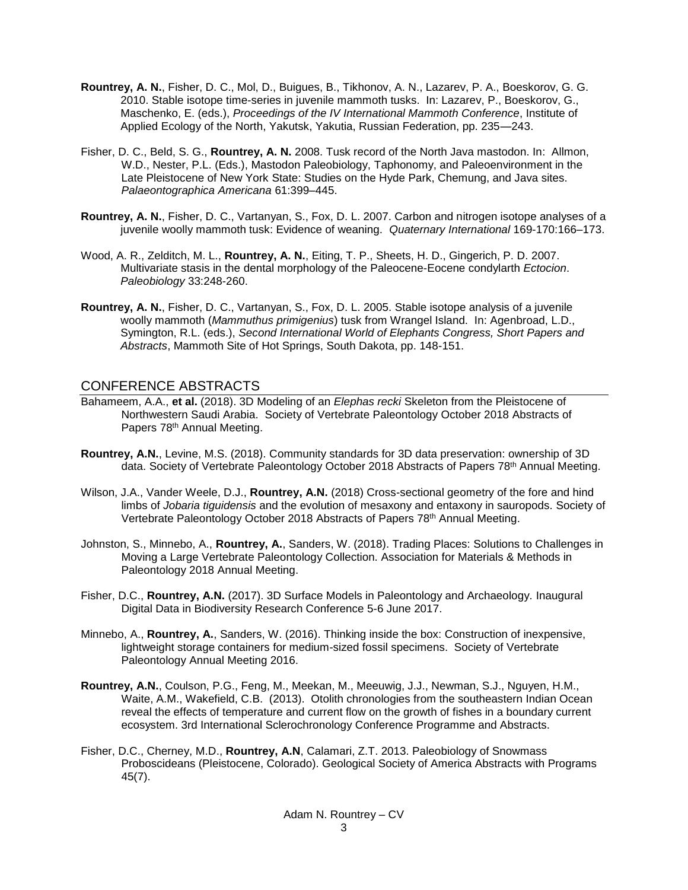**Rountrey, A. N.**, Fisher, D. C., Mol, D., Buigues, B., Tikhonov, A. N., Lazarev, P. A., Boeskorov, G. G. 2010. Stable isotope time-series in juvenile mammoth tusks. In: Lazarev, P., Boeskorov, G., Maschenko, E. (eds.), *Proceedings of the IV International Mammoth Conference*, Institute of Applied Ecology of the North, Yakutsk, Yakutia, Russian Federation, pp. 235—243.

Fisher, D. C., Beld, S. G., **Rountrey, A. N.** 2008. Tusk record of the North Java mastodon. In: Allmon, W.D., Nester, P.L. (Eds.), Mastodon Paleobiology, Taphonomy, and Paleoenvironment in the Late Pleistocene of New York State: Studies on the Hyde Park, Chemung, and Java sites. *Palaeontographica Americana* 61:399–445.

**Rountrey, A. N.**, Fisher, D. C., Vartanyan, S., Fox, D. L. 2007. Carbon and nitrogen isotope analyses of a juvenile woolly mammoth tusk: Evidence of weaning. *Quaternary International* 169-170:166–173.

Wood, A. R., Zelditch, M. L., **Rountrey, A. N.**, Eiting, T. P., Sheets, H. D., Gingerich, P. D. 2007. Multivariate stasis in the dental morphology of the Paleocene-Eocene condylarth *Ectocion*. *Paleobiology* 33:248-260.

**Rountrey, A. N.**, Fisher, D. C., Vartanyan, S., Fox, D. L. 2005. Stable isotope analysis of a juvenile woolly mammoth (*Mammuthus primigenius*) tusk from Wrangel Island. In: Agenbroad, L.D., Symington, R.L. (eds.), *Second International World of Elephants Congress, Short Papers and Abstracts*, Mammoth Site of Hot Springs, South Dakota, pp. 148-151.

## CONFERENCE ABSTRACTS

Bahameem, A.A., **et al.** (2018). 3D Modeling of an *Elephas recki* Skeleton from the Pleistocene of Northwestern Saudi Arabia. Society of Vertebrate Paleontology October 2018 Abstracts of Papers 78th Annual Meeting.

**Rountrey, A.N.**, Levine, M.S. (2018). Community standards for 3D data preservation: ownership of 3D data. Society of Vertebrate Paleontology October 2018 Abstracts of Papers 78th Annual Meeting.

Wilson, J.A., Vander Weele, D.J., **Rountrey, A.N.** (2018) Cross-sectional geometry of the fore and hind limbs of *Jobaria tiguidensis* and the evolution of mesaxony and entaxony in sauropods. Society of Vertebrate Paleontology October 2018 Abstracts of Papers 78th Annual Meeting.

Johnston, S., Minnebo, A., **Rountrey, A.**, Sanders, W. (2018). Trading Places: Solutions to Challenges in Moving a Large Vertebrate Paleontology Collection. Association for Materials & Methods in Paleontology 2018 Annual Meeting.

Fisher, D.C., **Rountrey, A.N.** (2017). 3D Surface Models in Paleontology and Archaeology. Inaugural Digital Data in Biodiversity Research Conference 5-6 June 2017.

Minnebo, A., **Rountrey, A.**, Sanders, W. (2016). Thinking inside the box: Construction of inexpensive, lightweight storage containers for medium-sized fossil specimens. Society of Vertebrate Paleontology Annual Meeting 2016.

**Rountrey, A.N.**, Coulson, P.G., Feng, M., Meekan, M., Meeuwig, J.J., Newman, S.J., Nguyen, H.M., Waite, A.M., Wakefield, C.B. (2013). Otolith chronologies from the southeastern Indian Ocean reveal the effects of temperature and current flow on the growth of fishes in a boundary current ecosystem. 3rd International Sclerochronology Conference Programme and Abstracts.

Fisher, D.C., Cherney, M.D., **Rountrey, A.N**, Calamari, Z.T. 2013. Paleobiology of Snowmass Proboscideans (Pleistocene, Colorado). Geological Society of America Abstracts with Programs 45(7).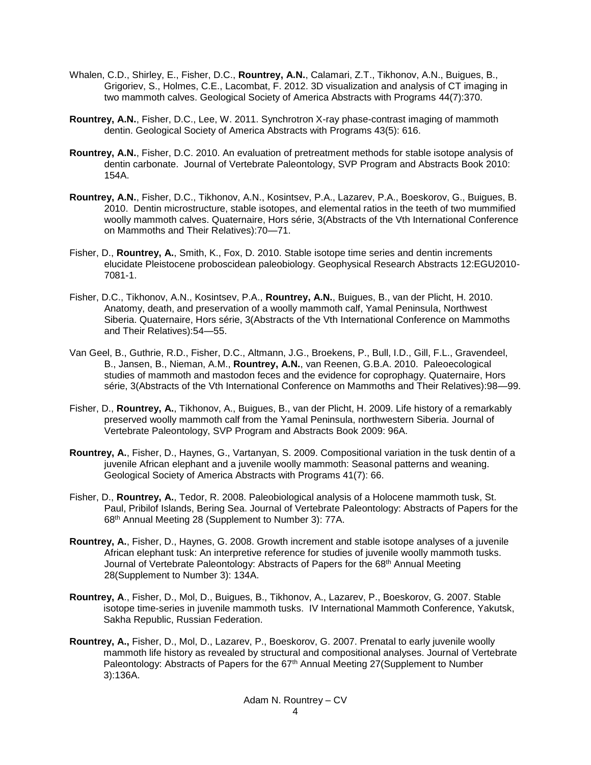Whalen, C.D., Shirley, E., Fisher, D.C., **Rountrey, A.N.**, Calamari, Z.T., Tikhonov, A.N., Buigues, B., Grigoriev, S., Holmes, C.E., Lacombat, F. 2012. 3D visualization and analysis of CT imaging in two mammoth calves. Geological Society of America Abstracts with Programs 44(7):370.

**Rountrey, A.N.**, Fisher, D.C., Lee, W. 2011. Synchrotron X-ray phase-contrast imaging of mammoth dentin. Geological Society of America Abstracts with Programs 43(5): 616.

**Rountrey, A.N.**, Fisher, D.C. 2010. An evaluation of pretreatment methods for stable isotope analysis of dentin carbonate. Journal of Vertebrate Paleontology, SVP Program and Abstracts Book 2010: 154A.

**Rountrey, A.N.**, Fisher, D.C., Tikhonov, A.N., Kosintsev, P.A., Lazarev, P.A., Boeskorov, G., Buigues, B. 2010. Dentin microstructure, stable isotopes, and elemental ratios in the teeth of two mummified woolly mammoth calves. Quaternaire, Hors série, 3(Abstracts of the Vth International Conference on Mammoths and Their Relatives):70—71.

Fisher, D., **Rountrey, A.**, Smith, K., Fox, D. 2010. Stable isotope time series and dentin increments elucidate Pleistocene proboscidean paleobiology. Geophysical Research Abstracts 12:EGU2010-7081-1.

Fisher, D.C., Tikhonov, A.N., Kosintsev, P.A., **Rountrey, A.N.**, Buigues, B., van der Plicht, H. 2010. Anatomy, death, and preservation of a woolly mammoth calf, Yamal Peninsula, Northwest Siberia. Quaternaire, Hors série, 3(Abstracts of the Vth International Conference on Mammoths and Their Relatives):54—55.

Van Geel, B., Guthrie, R.D., Fisher, D.C., Altmann, J.G., Broekens, P., Bull, I.D., Gill, F.L., Gravendeel, B., Jansen, B., Nieman, A.M., **Rountrey, A.N.**, van Reenen, G.B.A. 2010. Paleoecological studies of mammoth and mastodon feces and the evidence for coprophagy. Quaternaire, Hors série, 3(Abstracts of the Vth International Conference on Mammoths and Their Relatives):98—99.

Fisher, D., **Rountrey, A.**, Tikhonov, A., Buigues, B., van der Plicht, H. 2009. Life history of a remarkably preserved woolly mammoth calf from the Yamal Peninsula, northwestern Siberia. Journal of Vertebrate Paleontology, SVP Program and Abstracts Book 2009: 96A.

**Rountrey, A.**, Fisher, D., Haynes, G., Vartanyan, S. 2009. Compositional variation in the tusk dentin of a juvenile African elephant and a juvenile woolly mammoth: Seasonal patterns and weaning. Geological Society of America Abstracts with Programs 41(7): 66.

Fisher, D., **Rountrey, A.**, Tedor, R. 2008. Paleobiological analysis of a Holocene mammoth tusk, St. Paul, Pribilof Islands, Bering Sea. Journal of Vertebrate Paleontology: Abstracts of Papers for the 68th Annual Meeting 28 (Supplement to Number 3): 77A.

**Rountrey, A.**, Fisher, D., Haynes, G. 2008. Growth increment and stable isotope analyses of a juvenile African elephant tusk: An interpretive reference for studies of juvenile woolly mammoth tusks. Journal of Vertebrate Paleontology: Abstracts of Papers for the 68th Annual Meeting 28(Supplement to Number 3): 134A.

**Rountrey, A**., Fisher, D., Mol, D., Buigues, B., Tikhonov, A., Lazarev, P., Boeskorov, G. 2007. Stable isotope time-series in juvenile mammoth tusks. IV International Mammoth Conference, Yakutsk, Sakha Republic, Russian Federation.

**Rountrey, A.,** Fisher, D., Mol, D., Lazarev, P., Boeskorov, G. 2007. Prenatal to early juvenile woolly mammoth life history as revealed by structural and compositional analyses. Journal of Vertebrate Paleontology: Abstracts of Papers for the 67th Annual Meeting 27(Supplement to Number 3):136A.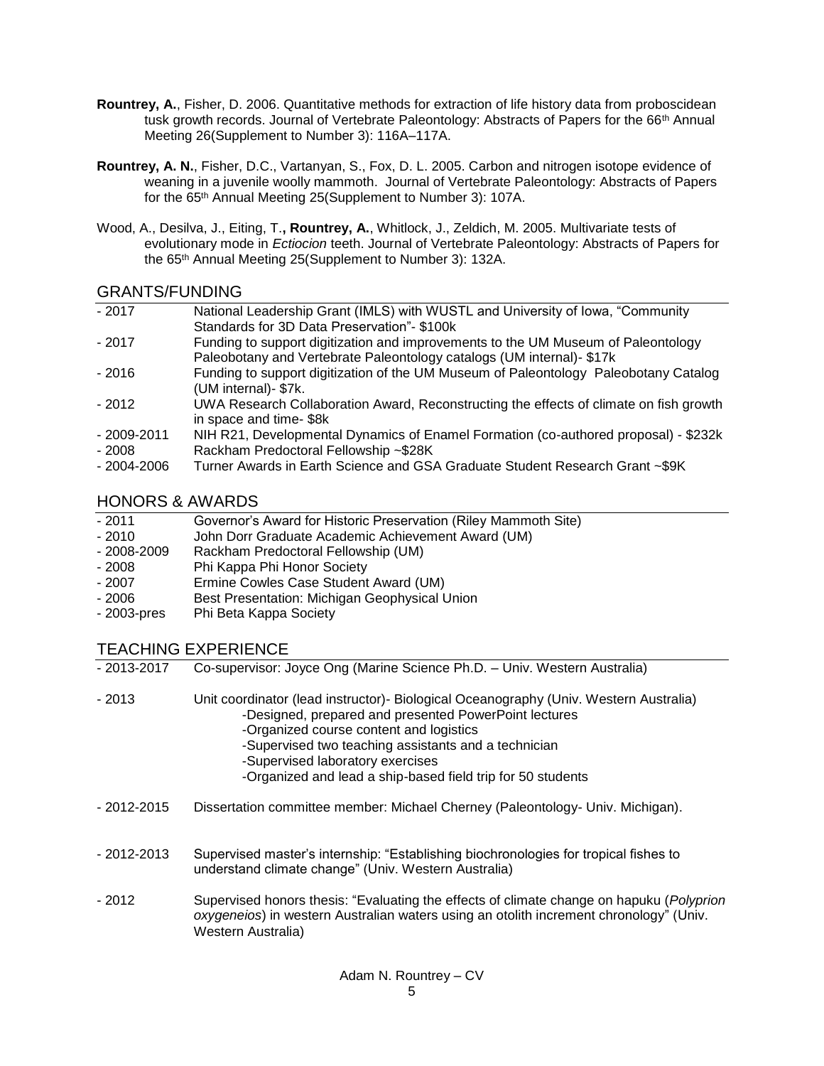**Rountrey, A.**, Fisher, D. 2006. Quantitative methods for extraction of life history data from proboscidean tusk growth records. Journal of Vertebrate Paleontology: Abstracts of Papers for the 66th Annual Meeting 26(Supplement to Number 3): 116A–117A.

**Rountrey, A. N.**, Fisher, D.C., Vartanyan, S., Fox, D. L. 2005. Carbon and nitrogen isotope evidence of weaning in a juvenile woolly mammoth. Journal of Vertebrate Paleontology: Abstracts of Papers for the 65th Annual Meeting 25(Supplement to Number 3): 107A.

Wood, A., Desilva, J., Eiting, T.**, Rountrey, A.**, Whitlock, J., Zeldich, M. 2005. Multivariate tests of evolutionary mode in *Ectiocion* teeth. Journal of Vertebrate Paleontology: Abstracts of Papers for the 65th Annual Meeting 25(Supplement to Number 3): 132A.

## GRANTS/FUNDING

- 2017 — National Leadership Grant (IMLS) with WUSTL and University of Iowa, "Community Standards for 3D Data Preservation"- $100k
- 2017 — Funding to support digitization and improvements to the UM Museum of Paleontology Paleobotany and Vertebrate Paleontology catalogs (UM internal)- $17k
- 2016 — Funding to support digitization of the UM Museum of Paleontology Paleobotany Catalog (UM internal)- $7k.
- 2012 — UWA Research Collaboration Award, Reconstructing the effects of climate on fish growth in space and time- $8k
- 2009-2011 — NIH R21, Developmental Dynamics of Enamel Formation (co-authored proposal) - $232k
- 2008 — Rackham Predoctoral Fellowship ~$28K
- 2004-2006 — Turner Awards in Earth Science and GSA Graduate Student Research Grant ~$9K

## HONORS & AWARDS

- 2011 — Governor's Award for Historic Preservation (Riley Mammoth Site)
- 2010 — John Dorr Graduate Academic Achievement Award (UM)
- 2008-2009 — Rackham Predoctoral Fellowship (UM)
- 2008 — Phi Kappa Phi Honor Society
- 2007 — Ermine Cowles Case Student Award (UM)
- 2006 — Best Presentation: Michigan Geophysical Union
- 2003-pres — Phi Beta Kappa Society

## TEACHING EXPERIENCE

- 2013-2017 — Co-supervisor: Joyce Ong (Marine Science Ph.D. – Univ. Western Australia)
- 2013 — Unit coordinator (lead instructor)- Biological Oceanography (Univ. Western Australia)
  - -Designed, prepared and presented PowerPoint lectures
  - -Organized course content and logistics
  - -Supervised two teaching assistants and a technician
  - -Supervised laboratory exercises
  - -Organized and lead a ship-based field trip for 50 students
- 2012-2015 — Dissertation committee member: Michael Cherney (Paleontology- Univ. Michigan).
- 2012-2013 — Supervised master's internship: "Establishing biochronologies for tropical fishes to understand climate change" (Univ. Western Australia)
- 2012 — Supervised honors thesis: "Evaluating the effects of climate change on hapuku (*Polyprion oxygeneios*) in western Australian waters using an otolith increment chronology" (Univ. Western Australia)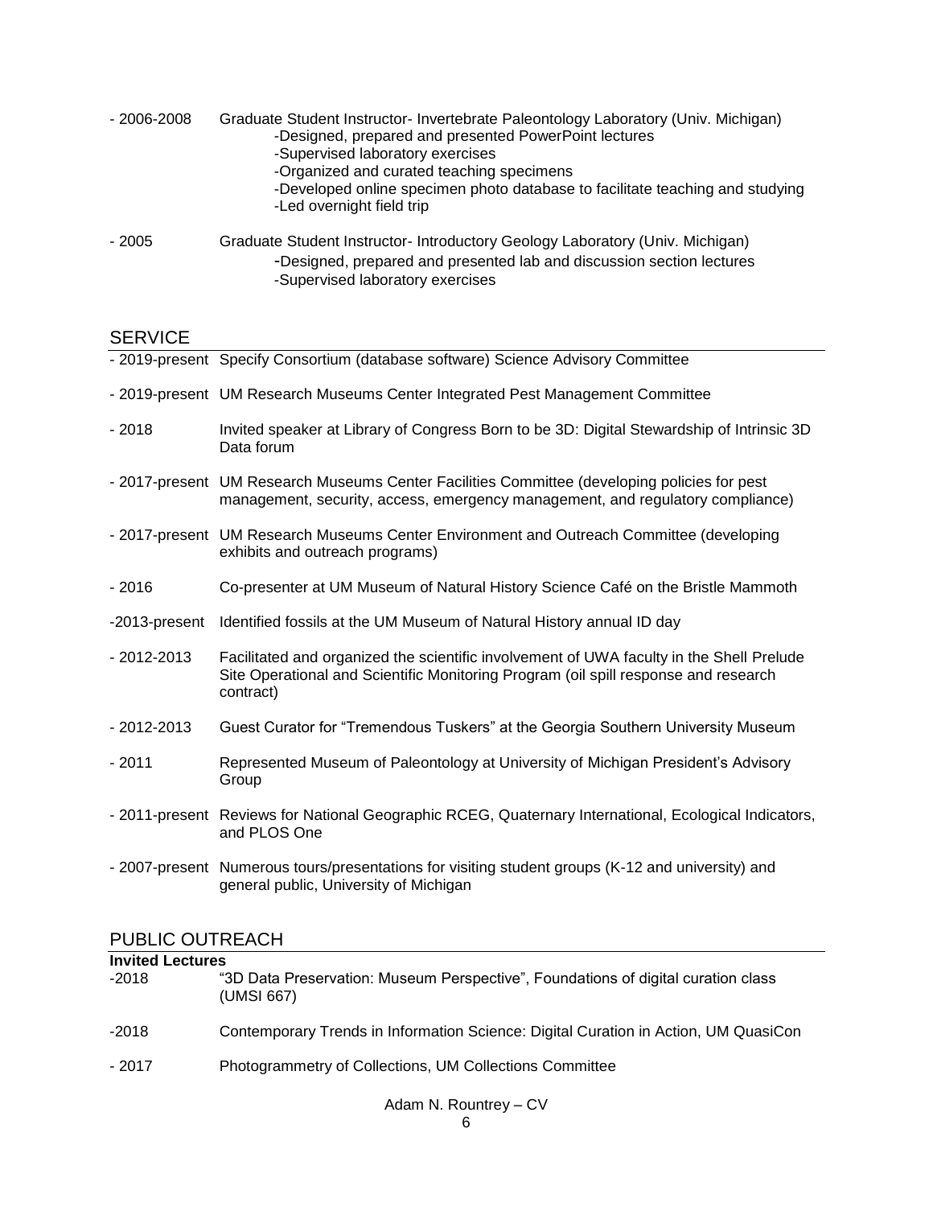- 2006-2008 Graduate Student Instructor- Invertebrate Paleontology Laboratory (Univ. Michigan)
  - -Designed, prepared and presented PowerPoint lectures
  - -Supervised laboratory exercises
  - -Organized and curated teaching specimens
  - -Developed online specimen photo database to facilitate teaching and studying
  - -Led overnight field trip

- 2005 Graduate Student Instructor- Introductory Geology Laboratory (Univ. Michigan)
  - -Designed, prepared and presented lab and discussion section lectures
  - -Supervised laboratory exercises

## SERVICE

- 2019-present Specify Consortium (database software) Science Advisory Committee

- 2019-present UM Research Museums Center Integrated Pest Management Committee

- 2018 Invited speaker at Library of Congress Born to be 3D: Digital Stewardship of Intrinsic 3D Data forum

- 2017-present UM Research Museums Center Facilities Committee (developing policies for pest management, security, access, emergency management, and regulatory compliance)

- 2017-present UM Research Museums Center Environment and Outreach Committee (developing exhibits and outreach programs)

- 2016 Co-presenter at UM Museum of Natural History Science Café on the Bristle Mammoth

-2013-present Identified fossils at the UM Museum of Natural History annual ID day

- 2012-2013 Facilitated and organized the scientific involvement of UWA faculty in the Shell Prelude Site Operational and Scientific Monitoring Program (oil spill response and research contract)

- 2012-2013 Guest Curator for "Tremendous Tuskers" at the Georgia Southern University Museum

- 2011 Represented Museum of Paleontology at University of Michigan President's Advisory Group

- 2011-present Reviews for National Geographic RCEG, Quaternary International, Ecological Indicators, and PLOS One

- 2007-present Numerous tours/presentations for visiting student groups (K-12 and university) and general public, University of Michigan

## PUBLIC OUTREACH

**Invited Lectures**

-2018 "3D Data Preservation: Museum Perspective", Foundations of digital curation class (UMSI 667)

-2018 Contemporary Trends in Information Science: Digital Curation in Action, UM QuasiCon

- 2017 Photogrammetry of Collections, UM Collections Committee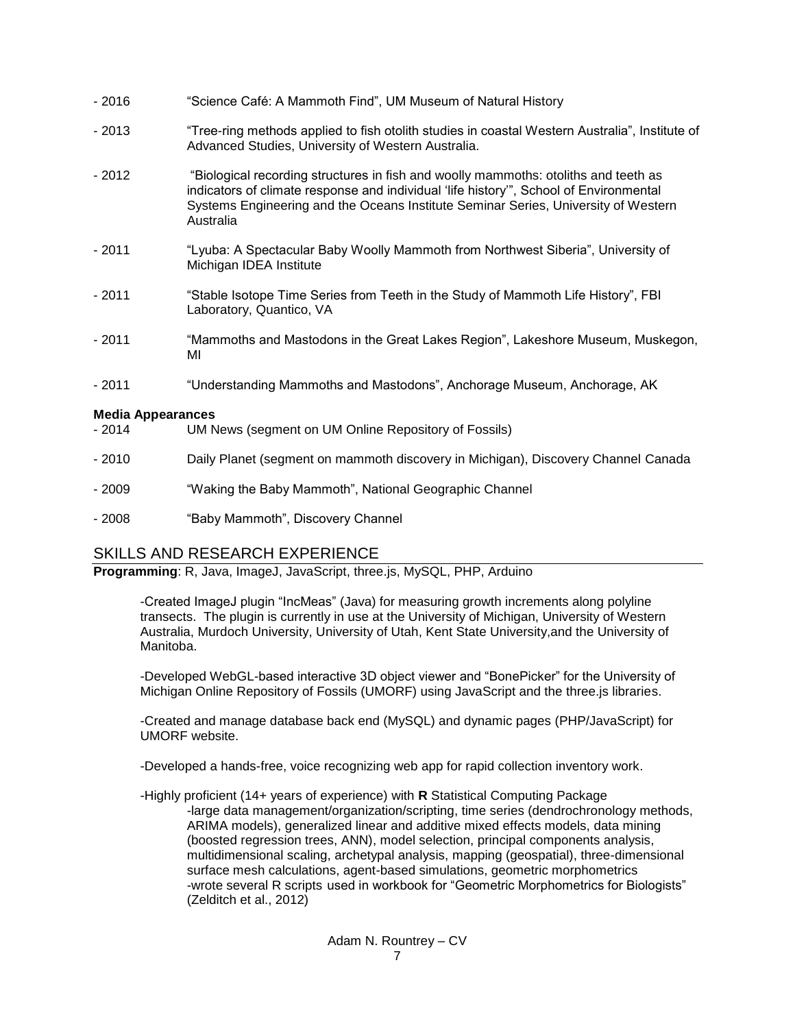- 2016 "Science Café: A Mammoth Find", UM Museum of Natural History

- 2013 "Tree-ring methods applied to fish otolith studies in coastal Western Australia", Institute of Advanced Studies, University of Western Australia.

- 2012 "Biological recording structures in fish and woolly mammoths: otoliths and teeth as indicators of climate response and individual 'life history'", School of Environmental Systems Engineering and the Oceans Institute Seminar Series, University of Western Australia

- 2011 "Lyuba: A Spectacular Baby Woolly Mammoth from Northwest Siberia", University of Michigan IDEA Institute

- 2011 "Stable Isotope Time Series from Teeth in the Study of Mammoth Life History", FBI Laboratory, Quantico, VA

- 2011 "Mammoths and Mastodons in the Great Lakes Region", Lakeshore Museum, Muskegon, MI

- 2011 "Understanding Mammoths and Mastodons", Anchorage Museum, Anchorage, AK

**Media Appearances**

- 2014 UM News (segment on UM Online Repository of Fossils)

- 2010 Daily Planet (segment on mammoth discovery in Michigan), Discovery Channel Canada

- 2009 "Waking the Baby Mammoth", National Geographic Channel

- 2008 "Baby Mammoth", Discovery Channel

## SKILLS AND RESEARCH EXPERIENCE

**Programming**: R, Java, ImageJ, JavaScript, three.js, MySQL, PHP, Arduino

-Created ImageJ plugin "IncMeas" (Java) for measuring growth increments along polyline transects. The plugin is currently in use at the University of Michigan, University of Western Australia, Murdoch University, University of Utah, Kent State University,and the University of Manitoba.

-Developed WebGL-based interactive 3D object viewer and "BonePicker" for the University of Michigan Online Repository of Fossils (UMORF) using JavaScript and the three.js libraries.

-Created and manage database back end (MySQL) and dynamic pages (PHP/JavaScript) for UMORF website.

-Developed a hands-free, voice recognizing web app for rapid collection inventory work.

-Highly proficient (14+ years of experience) with **R** Statistical Computing Package

-large data management/organization/scripting, time series (dendrochronology methods, ARIMA models), generalized linear and additive mixed effects models, data mining (boosted regression trees, ANN), model selection, principal components analysis, multidimensional scaling, archetypal analysis, mapping (geospatial), three-dimensional surface mesh calculations, agent-based simulations, geometric morphometrics

-wrote several R scripts used in workbook for "Geometric Morphometrics for Biologists" (Zelditch et al., 2012)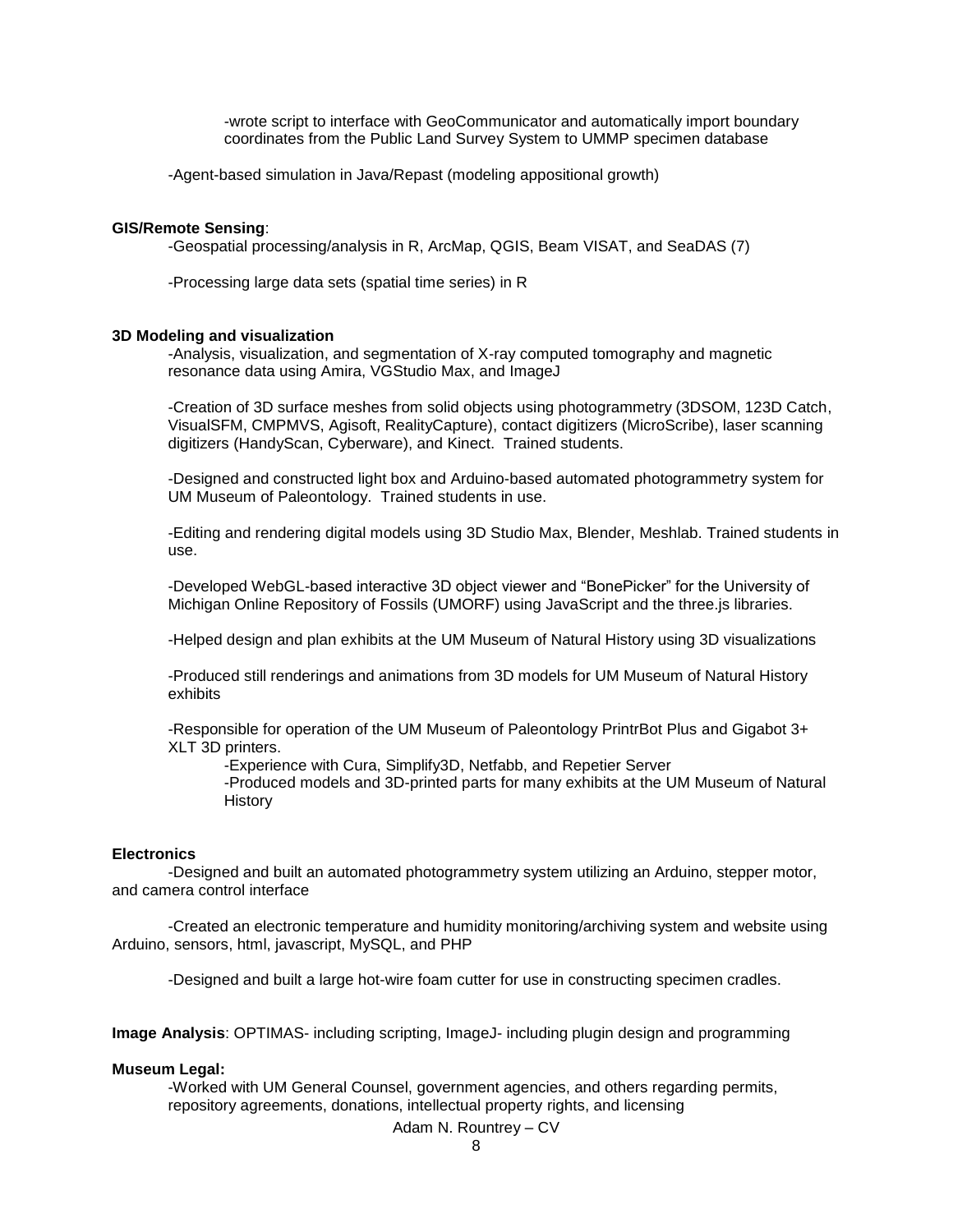-wrote script to interface with GeoCommunicator and automatically import boundary coordinates from the Public Land Survey System to UMMP specimen database

-Agent-based simulation in Java/Repast (modeling appositional growth)

**GIS/Remote Sensing**:

-Geospatial processing/analysis in R, ArcMap, QGIS, Beam VISAT, and SeaDAS (7)

-Processing large data sets (spatial time series) in R

**3D Modeling and visualization**

-Analysis, visualization, and segmentation of X-ray computed tomography and magnetic resonance data using Amira, VGStudio Max, and ImageJ

-Creation of 3D surface meshes from solid objects using photogrammetry (3DSOM, 123D Catch, VisualSFM, CMPMVS, Agisoft, RealityCapture), contact digitizers (MicroScribe), laser scanning digitizers (HandyScan, Cyberware), and Kinect. Trained students.

-Designed and constructed light box and Arduino-based automated photogrammetry system for UM Museum of Paleontology. Trained students in use.

-Editing and rendering digital models using 3D Studio Max, Blender, Meshlab. Trained students in use.

-Developed WebGL-based interactive 3D object viewer and "BonePicker" for the University of Michigan Online Repository of Fossils (UMORF) using JavaScript and the three.js libraries.

-Helped design and plan exhibits at the UM Museum of Natural History using 3D visualizations

-Produced still renderings and animations from 3D models for UM Museum of Natural History exhibits

-Responsible for operation of the UM Museum of Paleontology PrintrBot Plus and Gigabot 3+ XLT 3D printers.

-Experience with Cura, Simplify3D, Netfabb, and Repetier Server

-Produced models and 3D-printed parts for many exhibits at the UM Museum of Natural History

**Electronics**

-Designed and built an automated photogrammetry system utilizing an Arduino, stepper motor, and camera control interface

-Created an electronic temperature and humidity monitoring/archiving system and website using Arduino, sensors, html, javascript, MySQL, and PHP

-Designed and built a large hot-wire foam cutter for use in constructing specimen cradles.

**Image Analysis**: OPTIMAS- including scripting, ImageJ- including plugin design and programming

**Museum Legal:**

-Worked with UM General Counsel, government agencies, and others regarding permits, repository agreements, donations, intellectual property rights, and licensing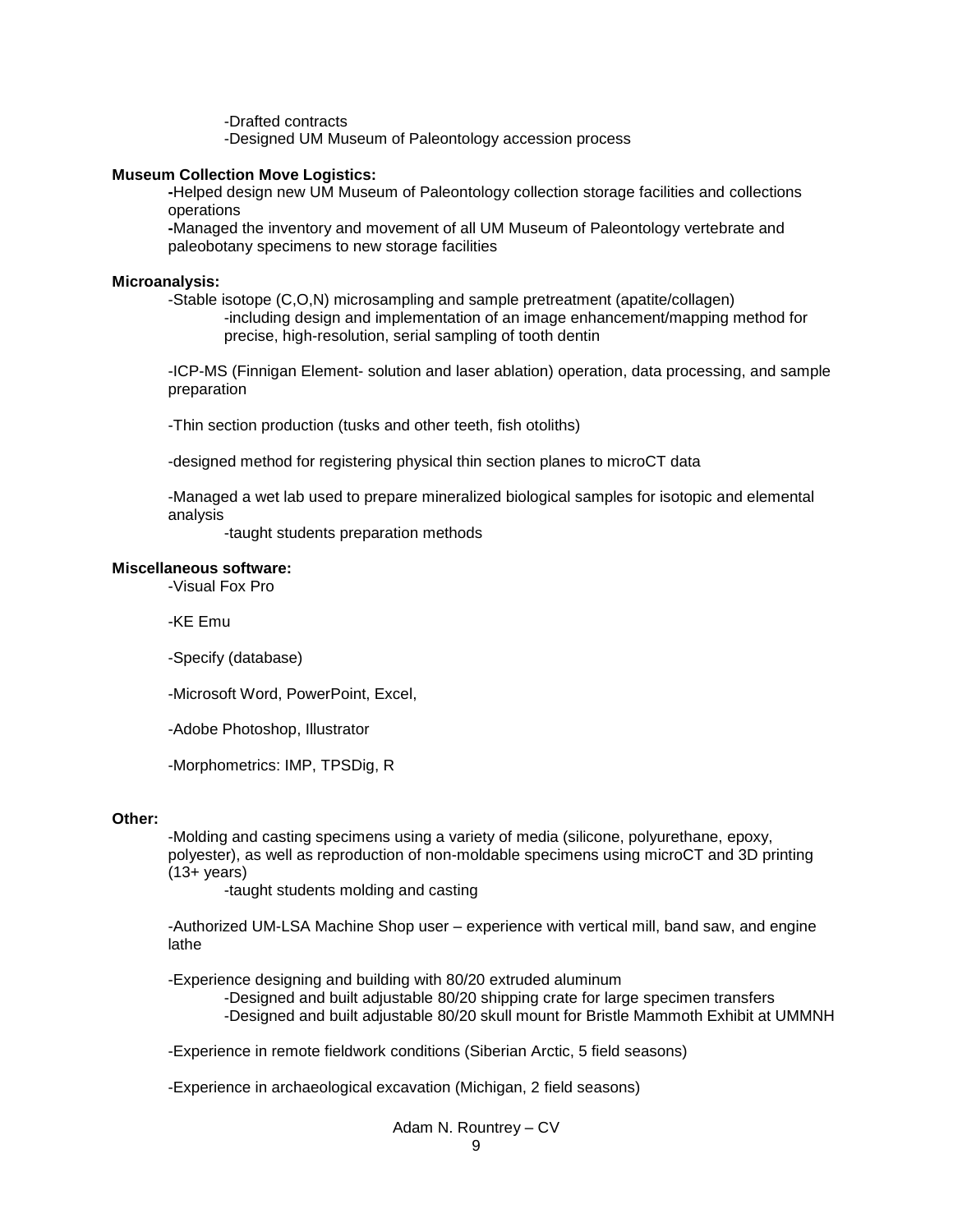- Drafted contracts
- Designed UM Museum of Paleontology accession process

**Museum Collection Move Logistics:**

- Helped design new UM Museum of Paleontology collection storage facilities and collections operations
- Managed the inventory and movement of all UM Museum of Paleontology vertebrate and paleobotany specimens to new storage facilities

**Microanalysis:**

- Stable isotope (C,O,N) microsampling and sample pretreatment (apatite/collagen)
  - including design and implementation of an image enhancement/mapping method for precise, high-resolution, serial sampling of tooth dentin

- ICP-MS (Finnigan Element- solution and laser ablation) operation, data processing, and sample preparation

- Thin section production (tusks and other teeth, fish otoliths)

- designed method for registering physical thin section planes to microCT data

- Managed a wet lab used to prepare mineralized biological samples for isotopic and elemental analysis
  - taught students preparation methods

**Miscellaneous software:**

- Visual Fox Pro

- KE Emu

- Specify (database)

- Microsoft Word, PowerPoint, Excel,

- Adobe Photoshop, Illustrator

- Morphometrics: IMP, TPSDig, R

**Other:**

- Molding and casting specimens using a variety of media (silicone, polyurethane, epoxy, polyester), as well as reproduction of non-moldable specimens using microCT and 3D printing (13+ years)
  - taught students molding and casting

- Authorized UM-LSA Machine Shop user – experience with vertical mill, band saw, and engine lathe

- Experience designing and building with 80/20 extruded aluminum
  - Designed and built adjustable 80/20 shipping crate for large specimen transfers
  - Designed and built adjustable 80/20 skull mount for Bristle Mammoth Exhibit at UMMNH

- Experience in remote fieldwork conditions (Siberian Arctic, 5 field seasons)

- Experience in archaeological excavation (Michigan, 2 field seasons)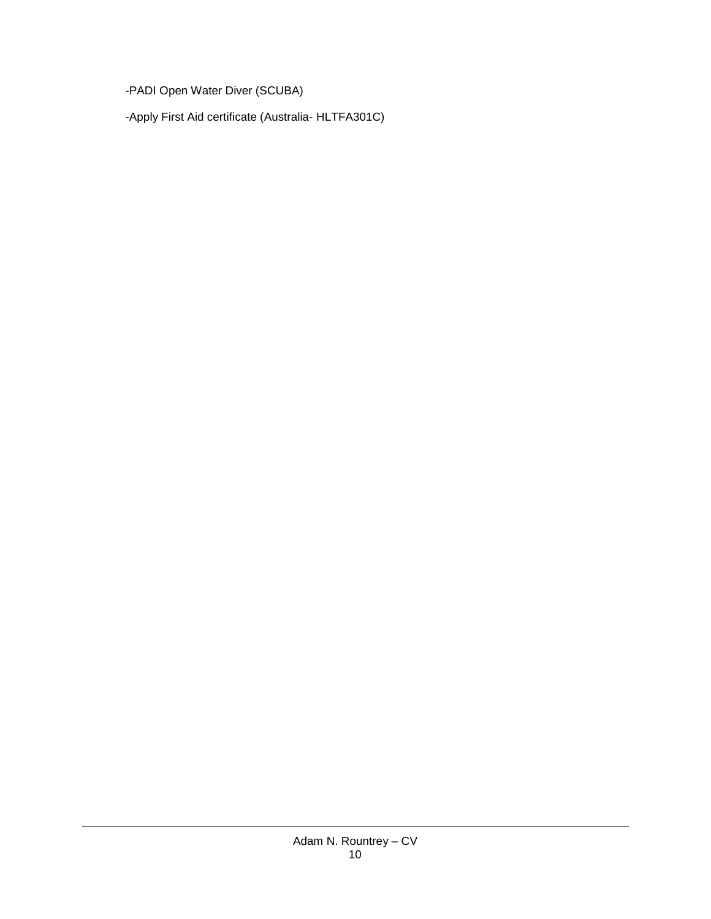-PADI Open Water Diver (SCUBA)

-Apply First Aid certificate (Australia- HLTFA301C)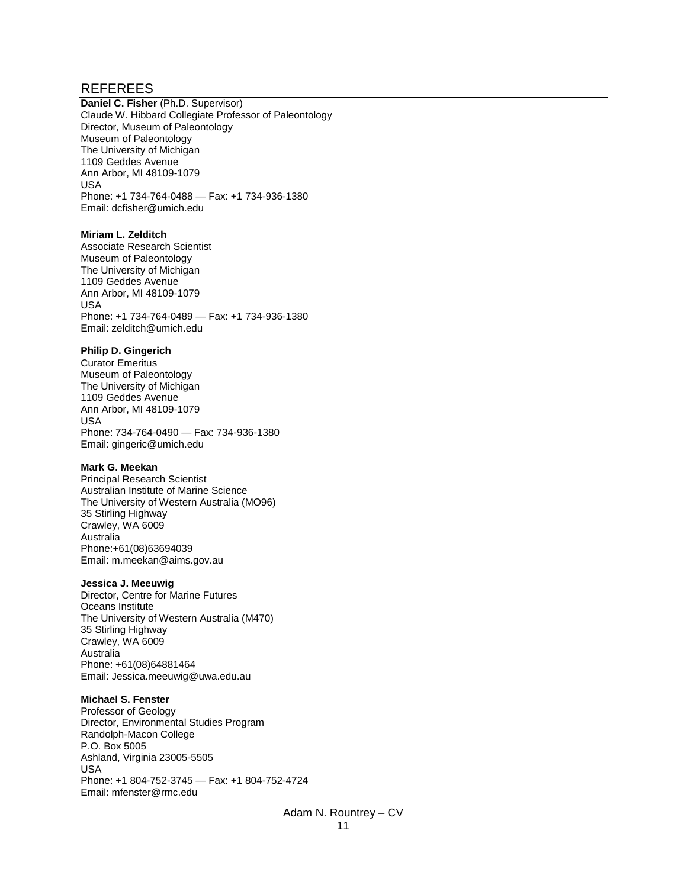## REFEREES

**Daniel C. Fisher** (Ph.D. Supervisor)
Claude W. Hibbard Collegiate Professor of Paleontology
Director, Museum of Paleontology
Museum of Paleontology
The University of Michigan
1109 Geddes Avenue
Ann Arbor, MI 48109-1079
USA
Phone: +1 734-764-0488 — Fax: +1 734-936-1380
Email: dcfisher@umich.edu

**Miriam L. Zelditch**
Associate Research Scientist
Museum of Paleontology
The University of Michigan
1109 Geddes Avenue
Ann Arbor, MI 48109-1079
USA
Phone: +1 734-764-0489 — Fax: +1 734-936-1380
Email: zelditch@umich.edu

**Philip D. Gingerich**
Curator Emeritus
Museum of Paleontology
The University of Michigan
1109 Geddes Avenue
Ann Arbor, MI 48109-1079
USA
Phone: 734-764-0490 — Fax: 734-936-1380
Email: gingeric@umich.edu

**Mark G. Meekan**
Principal Research Scientist
Australian Institute of Marine Science
The University of Western Australia (MO96)
35 Stirling Highway
Crawley, WA 6009
Australia
Phone:+61(08)63694039
Email: m.meekan@aims.gov.au

**Jessica J. Meeuwig**
Director, Centre for Marine Futures
Oceans Institute
The University of Western Australia (M470)
35 Stirling Highway
Crawley, WA 6009
Australia
Phone: +61(08)64881464
Email: Jessica.meeuwig@uwa.edu.au

**Michael S. Fenster**
Professor of Geology
Director, Environmental Studies Program
Randolph-Macon College
P.O. Box 5005
Ashland, Virginia 23005-5505
USA
Phone: +1 804-752-3745 — Fax: +1 804-752-4724
Email: mfenster@rmc.edu